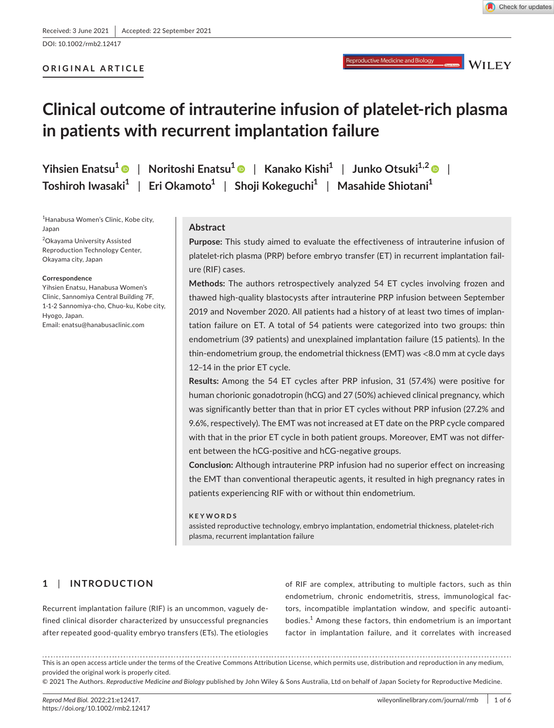Received: 3 June 2021 | Accepted: 22 September 2021

DOI: 10.1002/rmb2.12417

ORIGINAL ARTICLE

# Clinical outcome of intrauterine infusion of platelet-rich plasma in patients with recurrent implantation failure

**Yihsien Enatsu[1] | Noritoshi Enatsu[1] | Kanako Kishi[1] | Junko Otsuki[1,2] | Toshiroh Iwasaki[1] | Eri Okamoto[1] | Shoji Kokeguchi[1] | Masahide Shiotani[1]**

[1]Hanabusa Women's Clinic, Kobe city, Japan

[2]Okayama University Assisted Reproduction Technology Center, Okayama city, Japan

**Correspondence**
Yihsien Enatsu, Hanabusa Women's Clinic, Sannomiya Central Building 7F, 1-1-2 Sannomiya-cho, Chuo-ku, Kobe city, Hyogo, Japan.
Email: enatsu@hanabusaclinic.com

## Abstract

**Purpose:** This study aimed to evaluate the effectiveness of intrauterine infusion of platelet-rich plasma (PRP) before embryo transfer (ET) in recurrent implantation failure (RIF) cases.

**Methods:** The authors retrospectively analyzed 54 ET cycles involving frozen and thawed high-quality blastocysts after intrauterine PRP infusion between September 2019 and November 2020. All patients had a history of at least two times of implantation failure on ET. A total of 54 patients were categorized into two groups: thin endometrium (39 patients) and unexplained implantation failure (15 patients). In the thin-endometrium group, the endometrial thickness (EMT) was <8.0 mm at cycle days 12–14 in the prior ET cycle.

**Results:** Among the 54 ET cycles after PRP infusion, 31 (57.4%) were positive for human chorionic gonadotropin (hCG) and 27 (50%) achieved clinical pregnancy, which was significantly better than that in prior ET cycles without PRP infusion (27.2% and 9.6%, respectively). The EMT was not increased at ET date on the PRP cycle compared with that in the prior ET cycle in both patient groups. Moreover, EMT was not different between the hCG-positive and hCG-negative groups.

**Conclusion:** Although intrauterine PRP infusion had no superior effect on increasing the EMT than conventional therapeutic agents, it resulted in high pregnancy rates in patients experiencing RIF with or without thin endometrium.

**KEYWORDS**

assisted reproductive technology, embryo implantation, endometrial thickness, platelet-rich plasma, recurrent implantation failure

## 1 | INTRODUCTION

Recurrent implantation failure (RIF) is an uncommon, vaguely defined clinical disorder characterized by unsuccessful pregnancies after repeated good-quality embryo transfers (ETs). The etiologies of RIF are complex, attributing to multiple factors, such as thin endometrium, chronic endometritis, stress, immunological factors, incompatible implantation window, and specific autoantibodies.[1] Among these factors, thin endometrium is an important factor in implantation failure, and it correlates with increased

This is an open access article under the terms of the Creative Commons Attribution License, which permits use, distribution and reproduction in any medium, provided the original work is properly cited.
© 2021 The Authors. *Reproductive Medicine and Biology* published by John Wiley & Sons Australia, Ltd on behalf of Japan Society for Reproductive Medicine.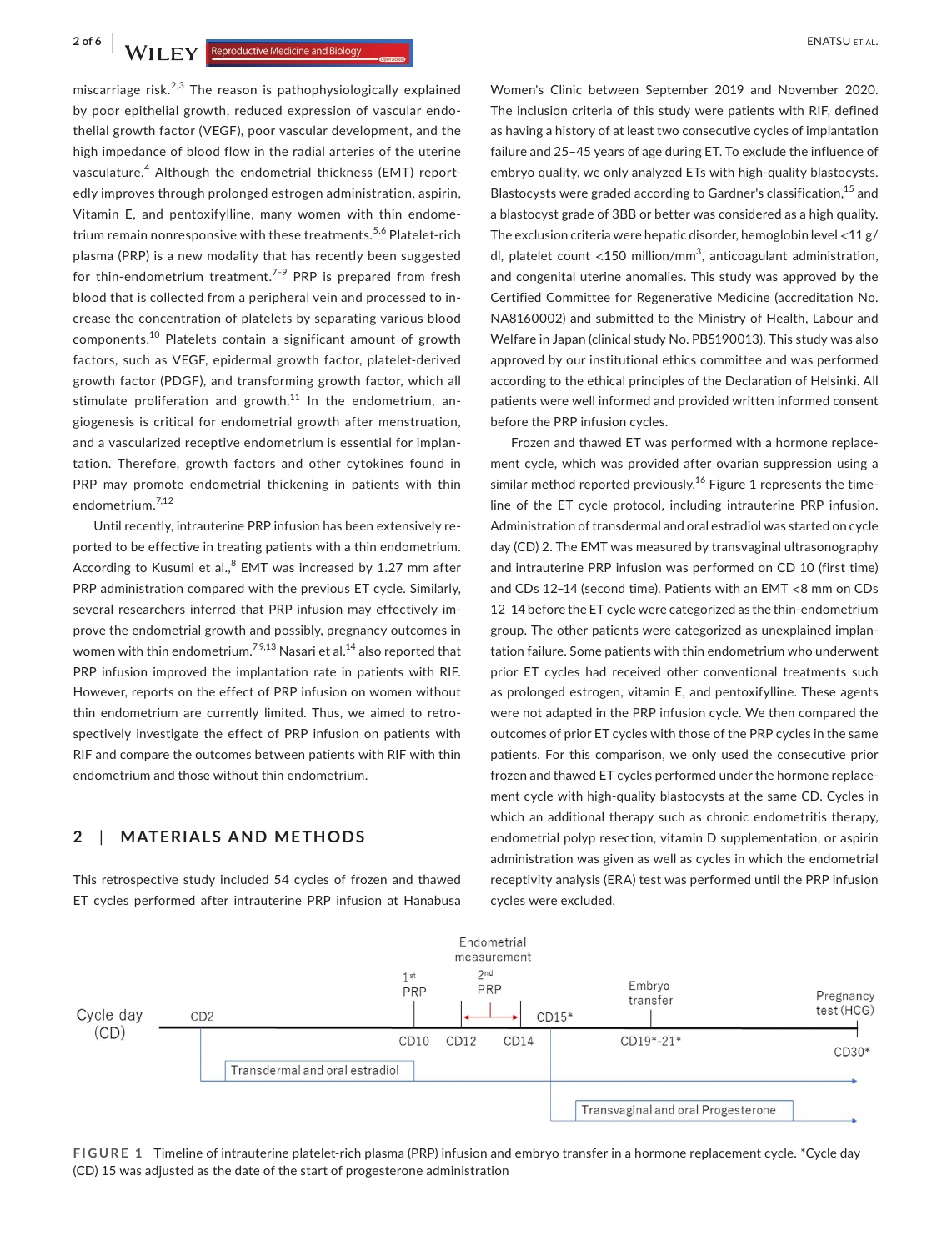miscarriage risk.[2,3] The reason is pathophysiologically explained by poor epithelial growth, reduced expression of vascular endothelial growth factor (VEGF), poor vascular development, and the high impedance of blood flow in the radial arteries of the uterine vasculature.[4] Although the endometrial thickness (EMT) reportedly improves through prolonged estrogen administration, aspirin, Vitamin E, and pentoxifylline, many women with thin endometrium remain nonresponsive with these treatments.[5,6] Platelet-rich plasma (PRP) is a new modality that has recently been suggested for thin-endometrium treatment.[7–9] PRP is prepared from fresh blood that is collected from a peripheral vein and processed to increase the concentration of platelets by separating various blood components.[10] Platelets contain a significant amount of growth factors, such as VEGF, epidermal growth factor, platelet-derived growth factor (PDGF), and transforming growth factor, which all stimulate proliferation and growth.[11] In the endometrium, angiogenesis is critical for endometrial growth after menstruation, and a vascularized receptive endometrium is essential for implantation. Therefore, growth factors and other cytokines found in PRP may promote endometrial thickening in patients with thin endometrium.[7,12]

Until recently, intrauterine PRP infusion has been extensively reported to be effective in treating patients with a thin endometrium. According to Kusumi et al.,[8] EMT was increased by 1.27 mm after PRP administration compared with the previous ET cycle. Similarly, several researchers inferred that PRP infusion may effectively improve the endometrial growth and possibly, pregnancy outcomes in women with thin endometrium.[7,9,13] Nasari et al.[14] also reported that PRP infusion improved the implantation rate in patients with RIF. However, reports on the effect of PRP infusion on women without thin endometrium are currently limited. Thus, we aimed to retrospectively investigate the effect of PRP infusion on patients with RIF and compare the outcomes between patients with RIF with thin endometrium and those without thin endometrium.

## 2 | MATERIALS AND METHODS

This retrospective study included 54 cycles of frozen and thawed ET cycles performed after intrauterine PRP infusion at Hanabusa Women's Clinic between September 2019 and November 2020. The inclusion criteria of this study were patients with RIF, defined as having a history of at least two consecutive cycles of implantation failure and 25–45 years of age during ET. To exclude the influence of embryo quality, we only analyzed ETs with high-quality blastocysts. Blastocysts were graded according to Gardner's classification,[15] and a blastocyst grade of 3BB or better was considered as a high quality. The exclusion criteria were hepatic disorder, hemoglobin level <11 g/dl, platelet count <150 million/mm$^3$, anticoagulant administration, and congenital uterine anomalies. This study was approved by the Certified Committee for Regenerative Medicine (accreditation No. NA8160002) and submitted to the Ministry of Health, Labour and Welfare in Japan (clinical study No. PB5190013). This study was also approved by our institutional ethics committee and was performed according to the ethical principles of the Declaration of Helsinki. All patients were well informed and provided written informed consent before the PRP infusion cycles.

Frozen and thawed ET was performed with a hormone replacement cycle, which was provided after ovarian suppression using a similar method reported previously.[16] Figure 1 represents the timeline of the ET cycle protocol, including intrauterine PRP infusion. Administration of transdermal and oral estradiol was started on cycle day (CD) 2. The EMT was measured by transvaginal ultrasonography and intrauterine PRP infusion was performed on CD 10 (first time) and CDs 12–14 (second time). Patients with an EMT <8 mm on CDs 12–14 before the ET cycle were categorized as the thin-endometrium group. The other patients were categorized as unexplained implantation failure. Some patients with thin endometrium who underwent prior ET cycles had received other conventional treatments such as prolonged estrogen, vitamin E, and pentoxifylline. These agents were not adapted in the PRP infusion cycle. We then compared the outcomes of prior ET cycles with those of the PRP cycles in the same patients. For this comparison, we only used the consecutive prior frozen and thawed ET cycles performed under the hormone replacement cycle with high-quality blastocysts at the same CD. Cycles in which an additional therapy such as chronic endometritis therapy, endometrial polyp resection, vitamin D supplementation, or aspirin administration was given as well as cycles in which the endometrial receptivity analysis (ERA) test was performed until the PRP infusion cycles were excluded.

Cycle day (CD) — CD2; 1st PRP: CD10; Endometrial measurement, 2nd PRP: CD12–CD14; CD15*; Embryo transfer: CD19*–21*; Pregnancy test (HCG): CD30*. Transdermal and oral estradiol (from CD2); Transvaginal and oral Progesterone (from CD15*).

FIGURE 1 Timeline of intrauterine platelet-rich plasma (PRP) infusion and embryo transfer in a hormone replacement cycle. *Cycle day (CD) 15 was adjusted as the date of the start of progesterone administration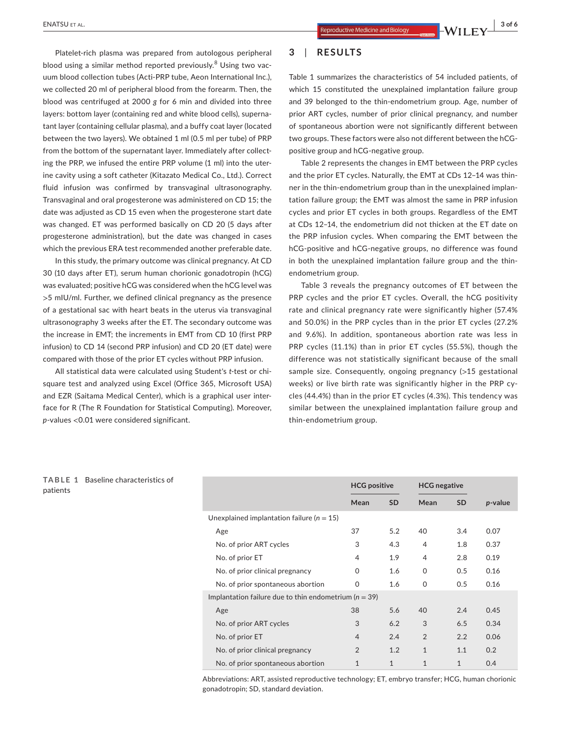Platelet-rich plasma was prepared from autologous peripheral blood using a similar method reported previously.[8] Using two vacuum blood collection tubes (Acti-PRP tube, Aeon International Inc.), we collected 20 ml of peripheral blood from the forearm. Then, the blood was centrifuged at 2000 *g* for 6 min and divided into three layers: bottom layer (containing red and white blood cells), supernatant layer (containing cellular plasma), and a buffy coat layer (located between the two layers). We obtained 1 ml (0.5 ml per tube) of PRP from the bottom of the supernatant layer. Immediately after collecting the PRP, we infused the entire PRP volume (1 ml) into the uterine cavity using a soft catheter (Kitazato Medical Co., Ltd.). Correct fluid infusion was confirmed by transvaginal ultrasonography. Transvaginal and oral progesterone was administered on CD 15; the date was adjusted as CD 15 even when the progesterone start date was changed. ET was performed basically on CD 20 (5 days after progesterone administration), but the date was changed in cases which the previous ERA test recommended another preferable date.

In this study, the primary outcome was clinical pregnancy. At CD 30 (10 days after ET), serum human chorionic gonadotropin (hCG) was evaluated; positive hCG was considered when the hCG level was >5 mIU/ml. Further, we defined clinical pregnancy as the presence of a gestational sac with heart beats in the uterus via transvaginal ultrasonography 3 weeks after the ET. The secondary outcome was the increase in EMT; the increments in EMT from CD 10 (first PRP infusion) to CD 14 (second PRP infusion) and CD 20 (ET date) were compared with those of the prior ET cycles without PRP infusion.

All statistical data were calculated using Student's *t*-test or chi-square test and analyzed using Excel (Office 365, Microsoft USA) and EZR (Saitama Medical Center), which is a graphical user interface for R (The R Foundation for Statistical Computing). Moreover, *p*-values <0.01 were considered significant.

## 3 | RESULTS

Table 1 summarizes the characteristics of 54 included patients, of which 15 constituted the unexplained implantation failure group and 39 belonged to the thin-endometrium group. Age, number of prior ART cycles, number of prior clinical pregnancy, and number of spontaneous abortion were not significantly different between two groups. These factors were also not different between the hCG-positive group and hCG-negative group.

Table 2 represents the changes in EMT between the PRP cycles and the prior ET cycles. Naturally, the EMT at CDs 12–14 was thinner in the thin-endometrium group than in the unexplained implantation failure group; the EMT was almost the same in PRP infusion cycles and prior ET cycles in both groups. Regardless of the EMT at CDs 12–14, the endometrium did not thicken at the ET date on the PRP infusion cycles. When comparing the EMT between the hCG-positive and hCG-negative groups, no difference was found in both the unexplained implantation failure group and the thin-endometrium group.

Table 3 reveals the pregnancy outcomes of ET between the PRP cycles and the prior ET cycles. Overall, the hCG positivity rate and clinical pregnancy rate were significantly higher (57.4% and 50.0%) in the PRP cycles than in the prior ET cycles (27.2% and 9.6%). In addition, spontaneous abortion rate was less in PRP cycles (11.1%) than in prior ET cycles (55.5%), though the difference was not statistically significant because of the small sample size. Consequently, ongoing pregnancy (>15 gestational weeks) or live birth rate was significantly higher in the PRP cycles (44.4%) than in the prior ET cycles (4.3%). This tendency was similar between the unexplained implantation failure group and thin-endometrium group.

**TABLE 1** Baseline characteristics of patients

| | HCG positive | | HCG negative | | |
|---|---|---|---|---|---|
| | Mean | SD | Mean | SD | *p*-value |
| Unexplained implantation failure ($n = 15$) | | | | | |
| Age | 37 | 5.2 | 40 | 3.4 | 0.07 |
| No. of prior ART cycles | 3 | 4.3 | 4 | 1.8 | 0.37 |
| No. of prior ET | 4 | 1.9 | 4 | 2.8 | 0.19 |
| No. of prior clinical pregnancy | 0 | 1.6 | 0 | 0.5 | 0.16 |
| No. of prior spontaneous abortion | 0 | 1.6 | 0 | 0.5 | 0.16 |
| Implantation failure due to thin endometrium ($n = 39$) | | | | | |
| Age | 38 | 5.6 | 40 | 2.4 | 0.45 |
| No. of prior ART cycles | 3 | 6.2 | 3 | 6.5 | 0.34 |
| No. of prior ET | 4 | 2.4 | 2 | 2.2 | 0.06 |
| No. of prior clinical pregnancy | 2 | 1.2 | 1 | 1.1 | 0.2 |
| No. of prior spontaneous abortion | 1 | 1 | 1 | 1 | 0.4 |

Abbreviations: ART, assisted reproductive technology; ET, embryo transfer; HCG, human chorionic gonadotropin; SD, standard deviation.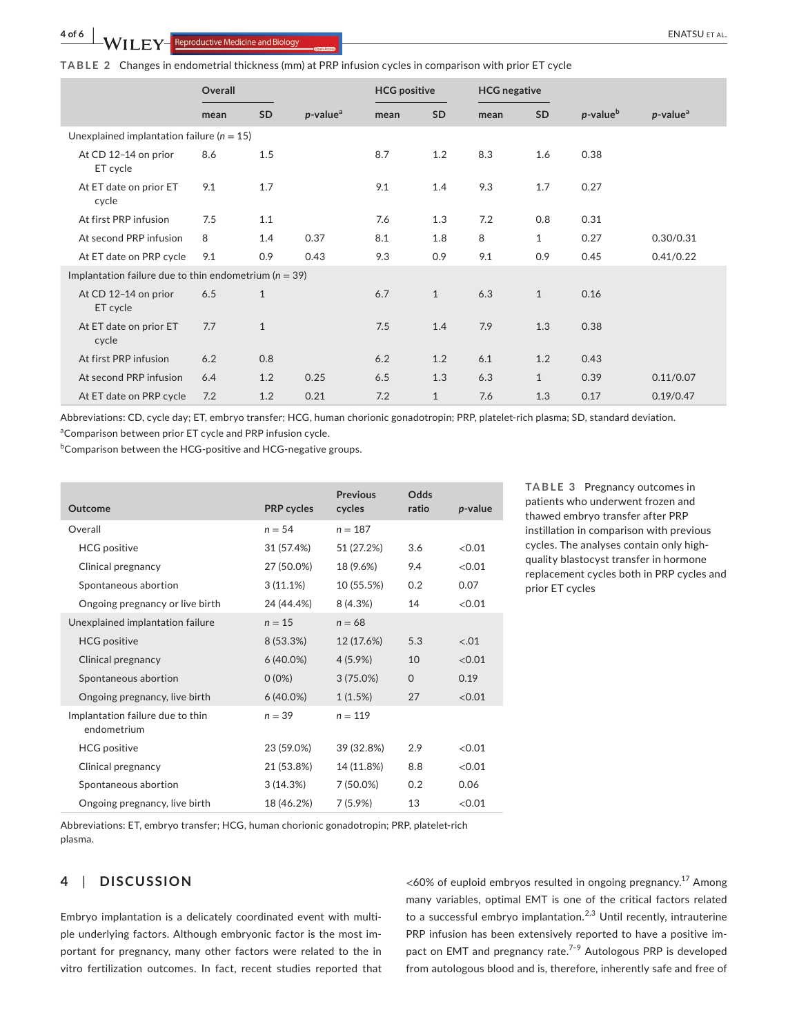**TABLE 2** Changes in endometrial thickness (mm) at PRP infusion cycles in comparison with prior ET cycle

| | Overall | | | HCG positive | | HCG negative | | | |
|---|---|---|---|---|---|---|---|---|---|
| | mean | SD | *p*-value[a] | mean | SD | mean | SD | *p*-value[b] | *p*-value[a] |
| Unexplained implantation failure ($n = 15$) | | | | | | | | | |
| At CD 12–14 on prior ET cycle | 8.6 | 1.5 | | 8.7 | 1.2 | 8.3 | 1.6 | 0.38 | |
| At ET date on prior ET cycle | 9.1 | 1.7 | | 9.1 | 1.4 | 9.3 | 1.7 | 0.27 | |
| At first PRP infusion | 7.5 | 1.1 | | 7.6 | 1.3 | 7.2 | 0.8 | 0.31 | |
| At second PRP infusion | 8 | 1.4 | 0.37 | 8.1 | 1.8 | 8 | 1 | 0.27 | 0.30/0.31 |
| At ET date on PRP cycle | 9.1 | 0.9 | 0.43 | 9.3 | 0.9 | 9.1 | 0.9 | 0.45 | 0.41/0.22 |
| Implantation failure due to thin endometrium ($n = 39$) | | | | | | | | | |
| At CD 12–14 on prior ET cycle | 6.5 | 1 | | 6.7 | 1 | 6.3 | 1 | 0.16 | |
| At ET date on prior ET cycle | 7.7 | 1 | | 7.5 | 1.4 | 7.9 | 1.3 | 0.38 | |
| At first PRP infusion | 6.2 | 0.8 | | 6.2 | 1.2 | 6.1 | 1.2 | 0.43 | |
| At second PRP infusion | 6.4 | 1.2 | 0.25 | 6.5 | 1.3 | 6.3 | 1 | 0.39 | 0.11/0.07 |
| At ET date on PRP cycle | 7.2 | 1.2 | 0.21 | 7.2 | 1 | 7.6 | 1.3 | 0.17 | 0.19/0.47 |

Abbreviations: CD, cycle day; ET, embryo transfer; HCG, human chorionic gonadotropin; PRP, platelet-rich plasma; SD, standard deviation.
[a]Comparison between prior ET cycle and PRP infusion cycle.
[b]Comparison between the HCG-positive and HCG-negative groups.

**TABLE 3** Pregnancy outcomes in patients who underwent frozen and thawed embryo transfer after PRP instillation in comparison with previous cycles. The analyses contain only high-quality blastocyst transfer in hormone replacement cycles both in PRP cycles and prior ET cycles

| Outcome | PRP cycles | Previous cycles | Odds ratio | *p*-value |
|---|---|---|---|---|
| Overall | $n = 54$ | $n = 187$ | | |
| HCG positive | 31 (57.4%) | 51 (27.2%) | 3.6 | <0.01 |
| Clinical pregnancy | 27 (50.0%) | 18 (9.6%) | 9.4 | <0.01 |
| Spontaneous abortion | 3 (11.1%) | 10 (55.5%) | 0.2 | 0.07 |
| Ongoing pregnancy or live birth | 24 (44.4%) | 8 (4.3%) | 14 | <0.01 |
| Unexplained implantation failure | $n = 15$ | $n = 68$ | | |
| HCG positive | 8 (53.3%) | 12 (17.6%) | 5.3 | <.01 |
| Clinical pregnancy | 6 (40.0%) | 4 (5.9%) | 10 | <0.01 |
| Spontaneous abortion | 0 (0%) | 3 (75.0%) | 0 | 0.19 |
| Ongoing pregnancy, live birth | 6 (40.0%) | 1 (1.5%) | 27 | <0.01 |
| Implantation failure due to thin endometrium | $n = 39$ | $n = 119$ | | |
| HCG positive | 23 (59.0%) | 39 (32.8%) | 2.9 | <0.01 |
| Clinical pregnancy | 21 (53.8%) | 14 (11.8%) | 8.8 | <0.01 |
| Spontaneous abortion | 3 (14.3%) | 7 (50.0%) | 0.2 | 0.06 |
| Ongoing pregnancy, live birth | 18 (46.2%) | 7 (5.9%) | 13 | <0.01 |

Abbreviations: ET, embryo transfer; HCG, human chorionic gonadotropin; PRP, platelet-rich plasma.

## 4 | DISCUSSION

Embryo implantation is a delicately coordinated event with multiple underlying factors. Although embryonic factor is the most important for pregnancy, many other factors were related to the in vitro fertilization outcomes. In fact, recent studies reported that <60% of euploid embryos resulted in ongoing pregnancy.[17] Among many variables, optimal EMT is one of the critical factors related to a successful embryo implantation.[2,3] Until recently, intrauterine PRP infusion has been extensively reported to have a positive impact on EMT and pregnancy rate.[7–9] Autologous PRP is developed from autologous blood and is, therefore, inherently safe and free of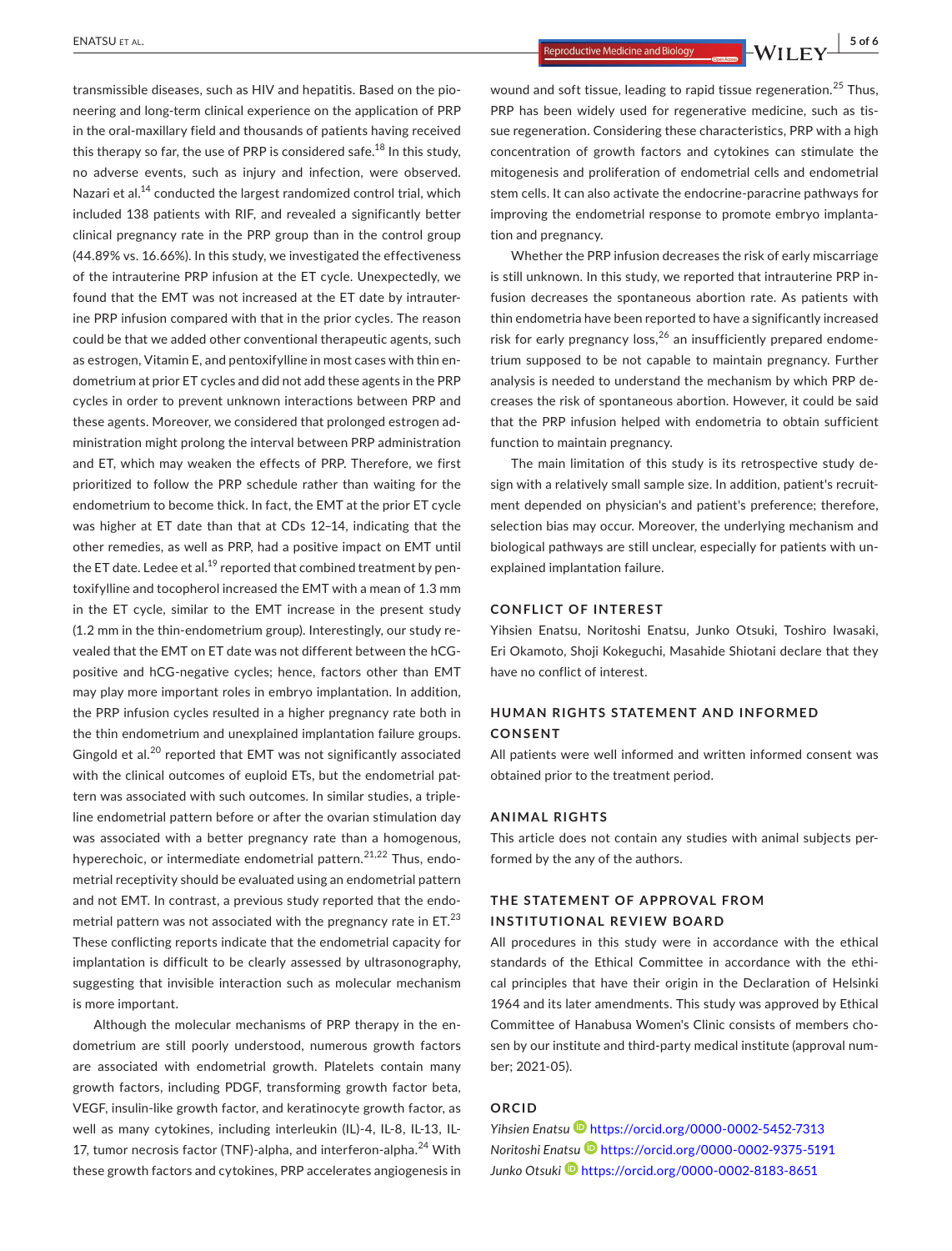transmissible diseases, such as HIV and hepatitis. Based on the pioneering and long-term clinical experience on the application of PRP in the oral-maxillary field and thousands of patients having received this therapy so far, the use of PRP is considered safe.[18] In this study, no adverse events, such as injury and infection, were observed. Nazari et al.[14] conducted the largest randomized control trial, which included 138 patients with RIF, and revealed a significantly better clinical pregnancy rate in the PRP group than in the control group (44.89% vs. 16.66%). In this study, we investigated the effectiveness of the intrauterine PRP infusion at the ET cycle. Unexpectedly, we found that the EMT was not increased at the ET date by intrauterine PRP infusion compared with that in the prior cycles. The reason could be that we added other conventional therapeutic agents, such as estrogen, Vitamin E, and pentoxifylline in most cases with thin endometrium at prior ET cycles and did not add these agents in the PRP cycles in order to prevent unknown interactions between PRP and these agents. Moreover, we considered that prolonged estrogen administration might prolong the interval between PRP administration and ET, which may weaken the effects of PRP. Therefore, we first prioritized to follow the PRP schedule rather than waiting for the endometrium to become thick. In fact, the EMT at the prior ET cycle was higher at ET date than that at CDs 12–14, indicating that the other remedies, as well as PRP, had a positive impact on EMT until the ET date. Ledee et al.[19] reported that combined treatment by pentoxifylline and tocopherol increased the EMT with a mean of 1.3 mm in the ET cycle, similar to the EMT increase in the present study (1.2 mm in the thin-endometrium group). Interestingly, our study revealed that the EMT on ET date was not different between the hCG-positive and hCG-negative cycles; hence, factors other than EMT may play more important roles in embryo implantation. In addition, the PRP infusion cycles resulted in a higher pregnancy rate both in the thin endometrium and unexplained implantation failure groups. Gingold et al.[20] reported that EMT was not significantly associated with the clinical outcomes of euploid ETs, but the endometrial pattern was associated with such outcomes. In similar studies, a triple-line endometrial pattern before or after the ovarian stimulation day was associated with a better pregnancy rate than a homogenous, hyperechoic, or intermediate endometrial pattern.[21,22] Thus, endometrial receptivity should be evaluated using an endometrial pattern and not EMT. In contrast, a previous study reported that the endometrial pattern was not associated with the pregnancy rate in ET.[23] These conflicting reports indicate that the endometrial capacity for implantation is difficult to be clearly assessed by ultrasonography, suggesting that invisible interaction such as molecular mechanism is more important.

Although the molecular mechanisms of PRP therapy in the endometrium are still poorly understood, numerous growth factors are associated with endometrial growth. Platelets contain many growth factors, including PDGF, transforming growth factor beta, VEGF, insulin-like growth factor, and keratinocyte growth factor, as well as many cytokines, including interleukin (IL)-4, IL-8, IL-13, IL-17, tumor necrosis factor (TNF)-alpha, and interferon-alpha.[24] With these growth factors and cytokines, PRP accelerates angiogenesis in wound and soft tissue, leading to rapid tissue regeneration.[25] Thus, PRP has been widely used for regenerative medicine, such as tissue regeneration. Considering these characteristics, PRP with a high concentration of growth factors and cytokines can stimulate the mitogenesis and proliferation of endometrial cells and endometrial stem cells. It can also activate the endocrine-paracrine pathways for improving the endometrial response to promote embryo implantation and pregnancy.

Whether the PRP infusion decreases the risk of early miscarriage is still unknown. In this study, we reported that intrauterine PRP infusion decreases the spontaneous abortion rate. As patients with thin endometria have been reported to have a significantly increased risk for early pregnancy loss,[26] an insufficiently prepared endometrium supposed to be not capable to maintain pregnancy. Further analysis is needed to understand the mechanism by which PRP decreases the risk of spontaneous abortion. However, it could be said that the PRP infusion helped with endometria to obtain sufficient function to maintain pregnancy.

The main limitation of this study is its retrospective study design with a relatively small sample size. In addition, patient's recruitment depended on physician's and patient's preference; therefore, selection bias may occur. Moreover, the underlying mechanism and biological pathways are still unclear, especially for patients with unexplained implantation failure.

## CONFLICT OF INTEREST

Yihsien Enatsu, Noritoshi Enatsu, Junko Otsuki, Toshiro Iwasaki, Eri Okamoto, Shoji Kokeguchi, Masahide Shiotani declare that they have no conflict of interest.

## HUMAN RIGHTS STATEMENT AND INFORMED CONSENT

All patients were well informed and written informed consent was obtained prior to the treatment period.

## ANIMAL RIGHTS

This article does not contain any studies with animal subjects performed by the any of the authors.

## THE STATEMENT OF APPROVAL FROM INSTITUTIONAL REVIEW BOARD

All procedures in this study were in accordance with the ethical standards of the Ethical Committee in accordance with the ethical principles that have their origin in the Declaration of Helsinki 1964 and its later amendments. This study was approved by Ethical Committee of Hanabusa Women's Clinic consists of members chosen by our institute and third-party medical institute (approval number; 2021-05).

## ORCID

*Yihsien Enatsu* https://orcid.org/0000-0002-5452-7313
*Noritoshi Enatsu* https://orcid.org/0000-0002-9375-5191
*Junko Otsuki* https://orcid.org/0000-0002-8183-8651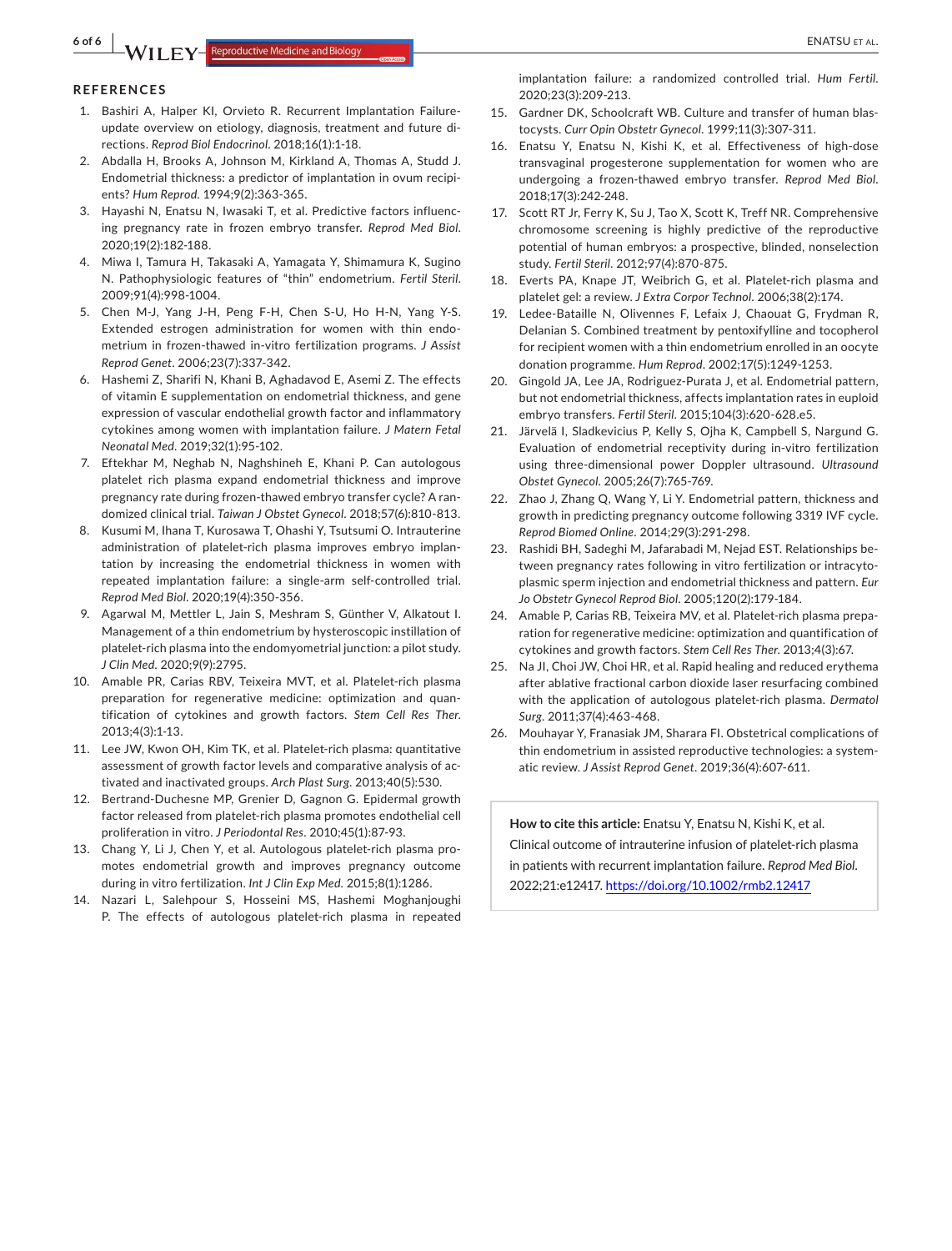## REFERENCES

1. Bashiri A, Halper KI, Orvieto R. Recurrent Implantation Failure-update overview on etiology, diagnosis, treatment and future directions. *Reprod Biol Endocrinol*. 2018;16(1):1-18.
2. Abdalla H, Brooks A, Johnson M, Kirkland A, Thomas A, Studd J. Endometrial thickness: a predictor of implantation in ovum recipients? *Hum Reprod*. 1994;9(2):363-365.
3. Hayashi N, Enatsu N, Iwasaki T, et al. Predictive factors influencing pregnancy rate in frozen embryo transfer. *Reprod Med Biol*. 2020;19(2):182-188.
4. Miwa I, Tamura H, Takasaki A, Yamagata Y, Shimamura K, Sugino N. Pathophysiologic features of "thin" endometrium. *Fertil Steril*. 2009;91(4):998-1004.
5. Chen M-J, Yang J-H, Peng F-H, Chen S-U, Ho H-N, Yang Y-S. Extended estrogen administration for women with thin endometrium in frozen-thawed in-vitro fertilization programs. *J Assist Reprod Genet*. 2006;23(7):337-342.
6. Hashemi Z, Sharifi N, Khani B, Aghadavod E, Asemi Z. The effects of vitamin E supplementation on endometrial thickness, and gene expression of vascular endothelial growth factor and inflammatory cytokines among women with implantation failure. *J Matern Fetal Neonatal Med*. 2019;32(1):95-102.
7. Eftekhar M, Neghab N, Naghshineh E, Khani P. Can autologous platelet rich plasma expand endometrial thickness and improve pregnancy rate during frozen-thawed embryo transfer cycle? A randomized clinical trial. *Taiwan J Obstet Gynecol*. 2018;57(6):810-813.
8. Kusumi M, Ihana T, Kurosawa T, Ohashi Y, Tsutsumi O. Intrauterine administration of platelet-rich plasma improves embryo implantation by increasing the endometrial thickness in women with repeated implantation failure: a single-arm self-controlled trial. *Reprod Med Biol*. 2020;19(4):350-356.
9. Agarwal M, Mettler L, Jain S, Meshram S, Günther V, Alkatout I. Management of a thin endometrium by hysteroscopic instillation of platelet-rich plasma into the endomyometrial junction: a pilot study. *J Clin Med*. 2020;9(9):2795.
10. Amable PR, Carias RBV, Teixeira MVT, et al. Platelet-rich plasma preparation for regenerative medicine: optimization and quantification of cytokines and growth factors. *Stem Cell Res Ther*. 2013;4(3):1-13.
11. Lee JW, Kwon OH, Kim TK, et al. Platelet-rich plasma: quantitative assessment of growth factor levels and comparative analysis of activated and inactivated groups. *Arch Plast Surg*. 2013;40(5):530.
12. Bertrand-Duchesne MP, Grenier D, Gagnon G. Epidermal growth factor released from platelet-rich plasma promotes endothelial cell proliferation in vitro. *J Periodontal Res*. 2010;45(1):87-93.
13. Chang Y, Li J, Chen Y, et al. Autologous platelet-rich plasma promotes endometrial growth and improves pregnancy outcome during in vitro fertilization. *Int J Clin Exp Med*. 2015;8(1):1286.
14. Nazari L, Salehpour S, Hosseini MS, Hashemi Moghanjoughi P. The effects of autologous platelet-rich plasma in repeated implantation failure: a randomized controlled trial. *Hum Fertil*. 2020;23(3):209-213.
15. Gardner DK, Schoolcraft WB. Culture and transfer of human blastocysts. *Curr Opin Obstetr Gynecol*. 1999;11(3):307-311.
16. Enatsu Y, Enatsu N, Kishi K, et al. Effectiveness of high-dose transvaginal progesterone supplementation for women who are undergoing a frozen-thawed embryo transfer. *Reprod Med Biol*. 2018;17(3):242-248.
17. Scott RT Jr, Ferry K, Su J, Tao X, Scott K, Treff NR. Comprehensive chromosome screening is highly predictive of the reproductive potential of human embryos: a prospective, blinded, nonselection study. *Fertil Steril*. 2012;97(4):870-875.
18. Everts PA, Knape JT, Weibrich G, et al. Platelet-rich plasma and platelet gel: a review. *J Extra Corpor Technol*. 2006;38(2):174.
19. Ledee-Bataille N, Olivennes F, Lefaix J, Chaouat G, Frydman R, Delanian S. Combined treatment by pentoxifylline and tocopherol for recipient women with a thin endometrium enrolled in an oocyte donation programme. *Hum Reprod*. 2002;17(5):1249-1253.
20. Gingold JA, Lee JA, Rodriguez-Purata J, et al. Endometrial pattern, but not endometrial thickness, affects implantation rates in euploid embryo transfers. *Fertil Steril*. 2015;104(3):620-628.e5.
21. Järvelä I, Sladkevicius P, Kelly S, Ojha K, Campbell S, Nargund G. Evaluation of endometrial receptivity during in-vitro fertilization using three-dimensional power Doppler ultrasound. *Ultrasound Obstet Gynecol*. 2005;26(7):765-769.
22. Zhao J, Zhang Q, Wang Y, Li Y. Endometrial pattern, thickness and growth in predicting pregnancy outcome following 3319 IVF cycle. *Reprod Biomed Online*. 2014;29(3):291-298.
23. Rashidi BH, Sadeghi M, Jafarabadi M, Nejad EST. Relationships between pregnancy rates following in vitro fertilization or intracytoplasmic sperm injection and endometrial thickness and pattern. *Eur Jo Obstetr Gynecol Reprod Biol*. 2005;120(2):179-184.
24. Amable P, Carias RB, Teixeira MV, et al. Platelet-rich plasma preparation for regenerative medicine: optimization and quantification of cytokines and growth factors. *Stem Cell Res Ther*. 2013;4(3):67.
25. Na JI, Choi JW, Choi HR, et al. Rapid healing and reduced erythema after ablative fractional carbon dioxide laser resurfacing combined with the application of autologous platelet-rich plasma. *Dermatol Surg*. 2011;37(4):463-468.
26. Mouhayar Y, Franasiak JM, Sharara FI. Obstetrical complications of thin endometrium in assisted reproductive technologies: a systematic review. *J Assist Reprod Genet*. 2019;36(4):607-611.

**How to cite this article:** Enatsu Y, Enatsu N, Kishi K, et al. Clinical outcome of intrauterine infusion of platelet-rich plasma in patients with recurrent implantation failure. *Reprod Med Biol*. 2022;21:e12417. https://doi.org/10.1002/rmb2.12417